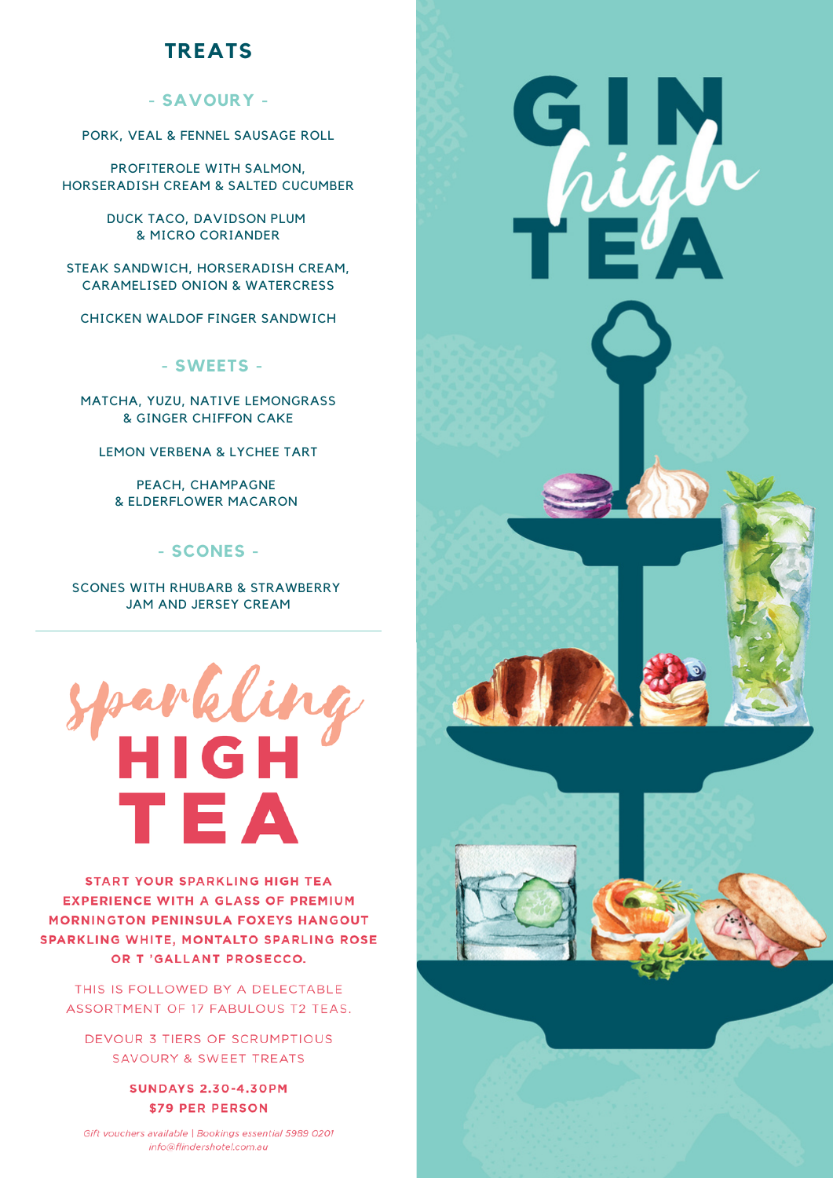# TREATS

## - SAVOURY -

PORK, VEAL & FENNEL SAUSAGE ROLL

PROFITEROLE WITH SALMON, HORSERADISH CREAM & SALTED CUCUMBER

DUCK TACO, DAVIDSON PLUM & MICRO CORIANDER

STEAK SANDWICH, HORSERADISH CREAM, CARAMELISED ONION & WATERCRESS

CHICKEN WALDOF FINGER SANDWICH

## - SWEETS -

MATCHA, YUZU, NATIVE LEMONGRASS & GINGER CHIFFON CAKE

LEMON VERBENA & LYCHEE TART

PEACH, CHAMPAGNE & ELDERFLOWER MACARON

## - SCONES -

SCONES WITH RHUBARB & STRAWBERRY JAM AND JERSEY CREAM

---

# *sparkling* HIGH TEA

**START YOUR SPARKLING HIGH TEA EXPERIENCE WITH A GLASS OF PREMIUM MORNINGTON PENINSULA FOXEYS HANGOUT SPARKLING WHITE, MONTALTO SPARLING ROSE OR T 'GALLANT PROSECCO.**

THIS IS FOLLOWED BY A DELECTABLE ASSORTMENT OF 17 FABULOUS T2 TEAS.

DEVOUR 3 TIERS OF SCRUMPTIOUS SAVOURY & SWEET TREATS

**SUNDAYS 2.30-4.30PM**
**$79 PER PERSON**

*Gift vouchers available | Bookings essential 5989 0201*
*info@flindershotel.com.au*

# GIN *high* TEA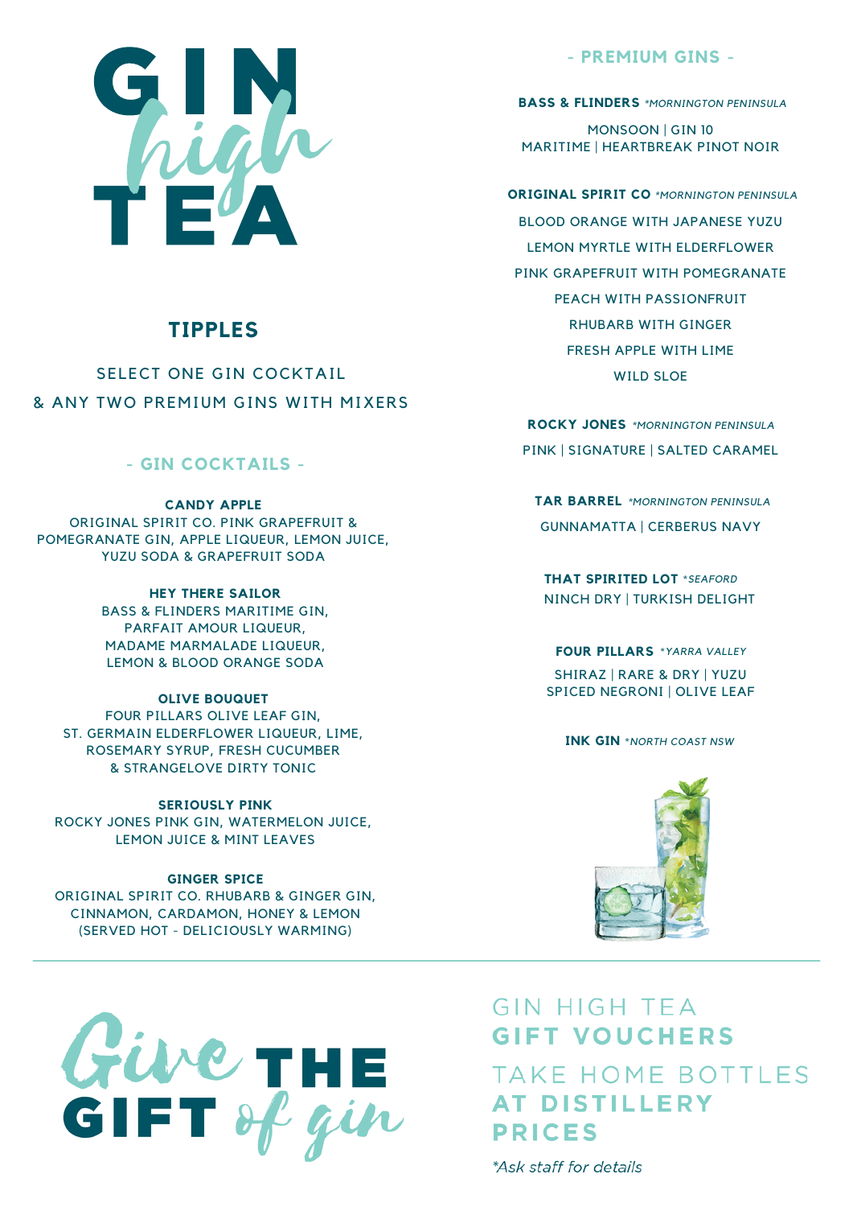# GIN *high* TEA

## TIPPLES

SELECT ONE GIN COCKTAIL
& ANY TWO PREMIUM GINS WITH MIXERS

### - GIN COCKTAILS -

**CANDY APPLE**
ORIGINAL SPIRIT CO. PINK GRAPEFRUIT & POMEGRANATE GIN, APPLE LIQUEUR, LEMON JUICE, YUZU SODA & GRAPEFRUIT SODA

**HEY THERE SAILOR**
BASS & FLINDERS MARITIME GIN, PARFAIT AMOUR LIQUEUR, MADAME MARMALADE LIQUEUR, LEMON & BLOOD ORANGE SODA

**OLIVE BOUQUET**
FOUR PILLARS OLIVE LEAF GIN, ST. GERMAIN ELDERFLOWER LIQUEUR, LIME, ROSEMARY SYRUP, FRESH CUCUMBER & STRANGELOVE DIRTY TONIC

**SERIOUSLY PINK**
ROCKY JONES PINK GIN, WATERMELON JUICE, LEMON JUICE & MINT LEAVES

**GINGER SPICE**
ORIGINAL SPIRIT CO. RHUBARB & GINGER GIN, CINNAMON, CARDAMON, HONEY & LEMON (SERVED HOT - DELICIOUSLY WARMING)

### - PREMIUM GINS -

**BASS & FLINDERS** *\*MORNINGTON PENINSULA*
MONSOON | GIN 10
MARITIME | HEARTBREAK PINOT NOIR

**ORIGINAL SPIRIT CO** *\*MORNINGTON PENINSULA*
BLOOD ORANGE WITH JAPANESE YUZU
LEMON MYRTLE WITH ELDERFLOWER
PINK GRAPEFRUIT WITH POMEGRANATE
PEACH WITH PASSIONFRUIT
RHUBARB WITH GINGER
FRESH APPLE WITH LIME
WILD SLOE

**ROCKY JONES** *\*MORNINGTON PENINSULA*
PINK | SIGNATURE | SALTED CARAMEL

**TAR BARREL** *\*MORNINGTON PENINSULA*
GUNNAMATTA | CERBERUS NAVY

**THAT SPIRITED LOT** *\*SEAFORD*
NINCH DRY | TURKISH DELIGHT

**FOUR PILLARS** *\*YARRA VALLEY*
SHIRAZ | RARE & DRY | YUZU
SPICED NEGRONI | OLIVE LEAF

**INK GIN** *\*NORTH COAST NSW*

---

## *Give* THE GIFT *of gin*

GIN HIGH TEA
**GIFT VOUCHERS**

TAKE HOME BOTTLES
**AT DISTILLERY PRICES**

*\*Ask staff for details*